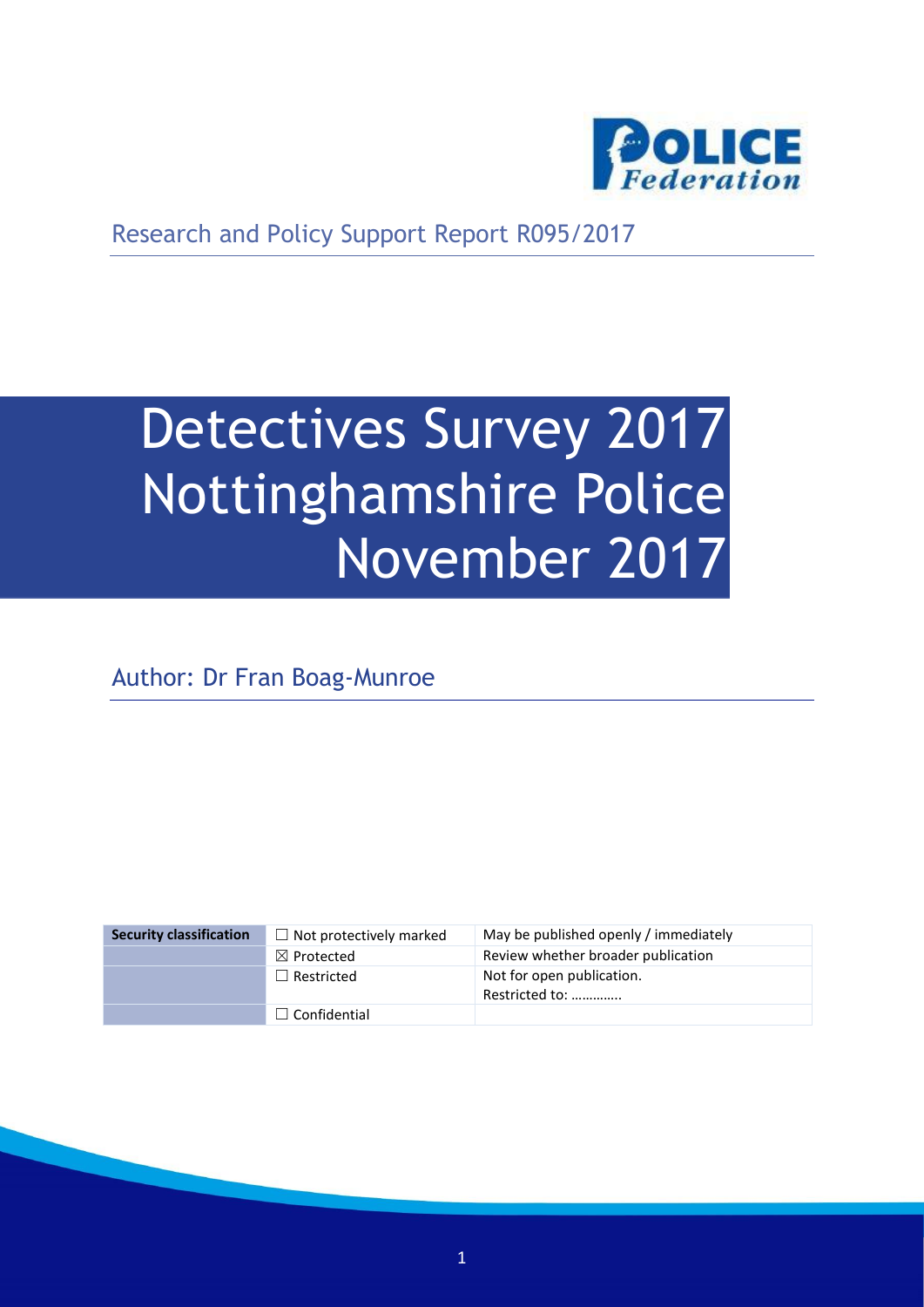Research and Policy Support Report R095/2017

# Detectives Survey 2017 Nottinghamshire Police November 2017

Author: Dr Fran Boag-Munroe

| Security classification | ☐ Not protectively marked | May be published openly / immediately |
| --- | --- | --- |
| | ☒ Protected | Review whether broader publication |
| | ☐ Restricted | Not for open publication. Restricted to: ………….. |
| | ☐ Confidential | |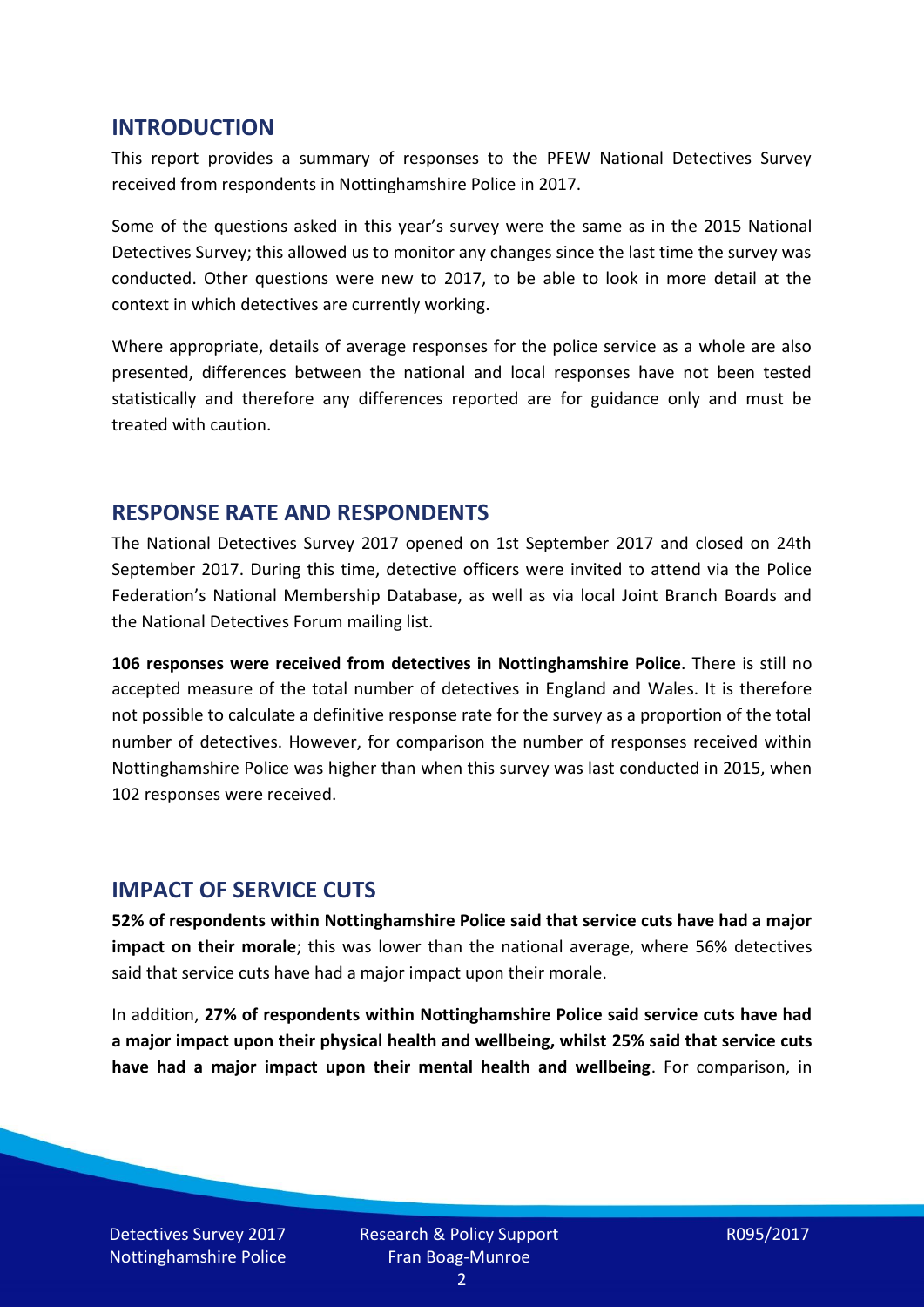## INTRODUCTION

This report provides a summary of responses to the PFEW National Detectives Survey received from respondents in Nottinghamshire Police in 2017.

Some of the questions asked in this year's survey were the same as in the 2015 National Detectives Survey; this allowed us to monitor any changes since the last time the survey was conducted. Other questions were new to 2017, to be able to look in more detail at the context in which detectives are currently working.

Where appropriate, details of average responses for the police service as a whole are also presented, differences between the national and local responses have not been tested statistically and therefore any differences reported are for guidance only and must be treated with caution.

## RESPONSE RATE AND RESPONDENTS

The National Detectives Survey 2017 opened on 1st September 2017 and closed on 24th September 2017. During this time, detective officers were invited to attend via the Police Federation's National Membership Database, as well as via local Joint Branch Boards and the National Detectives Forum mailing list.

**106 responses were received from detectives in Nottinghamshire Police**. There is still no accepted measure of the total number of detectives in England and Wales. It is therefore not possible to calculate a definitive response rate for the survey as a proportion of the total number of detectives. However, for comparison the number of responses received within Nottinghamshire Police was higher than when this survey was last conducted in 2015, when 102 responses were received.

## IMPACT OF SERVICE CUTS

**52% of respondents within Nottinghamshire Police said that service cuts have had a major impact on their morale**; this was lower than the national average, where 56% detectives said that service cuts have had a major impact upon their morale.

In addition, **27% of respondents within Nottinghamshire Police said service cuts have had a major impact upon their physical health and wellbeing, whilst 25% said that service cuts have had a major impact upon their mental health and wellbeing**. For comparison, in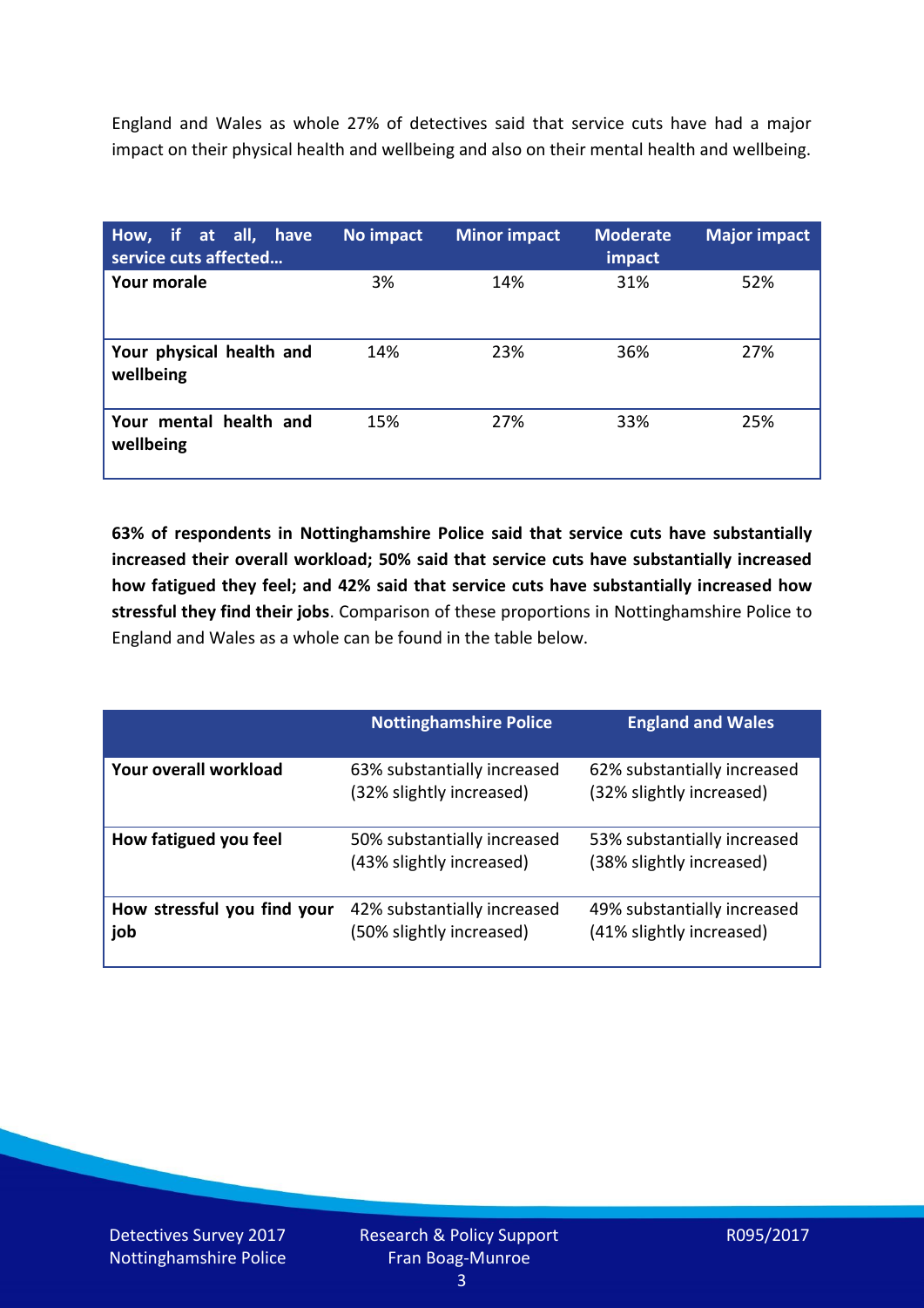England and Wales as whole 27% of detectives said that service cuts have had a major impact on their physical health and wellbeing and also on their mental health and wellbeing.

| How, if at all, have service cuts affected… | No impact | Minor impact | Moderate impact | Major impact |
|---|---|---|---|---|
| **Your morale** | 3% | 14% | 31% | 52% |
| **Your physical health and wellbeing** | 14% | 23% | 36% | 27% |
| **Your mental health and wellbeing** | 15% | 27% | 33% | 25% |

**63% of respondents in Nottinghamshire Police said that service cuts have substantially increased their overall workload; 50% said that service cuts have substantially increased how fatigued they feel; and 42% said that service cuts have substantially increased how stressful they find their jobs**. Comparison of these proportions in Nottinghamshire Police to England and Wales as a whole can be found in the table below.

| | Nottinghamshire Police | England and Wales |
|---|---|---|
| **Your overall workload** | 63% substantially increased (32% slightly increased) | 62% substantially increased (32% slightly increased) |
| **How fatigued you feel** | 50% substantially increased (43% slightly increased) | 53% substantially increased (38% slightly increased) |
| **How stressful you find your job** | 42% substantially increased (50% slightly increased) | 49% substantially increased (41% slightly increased) |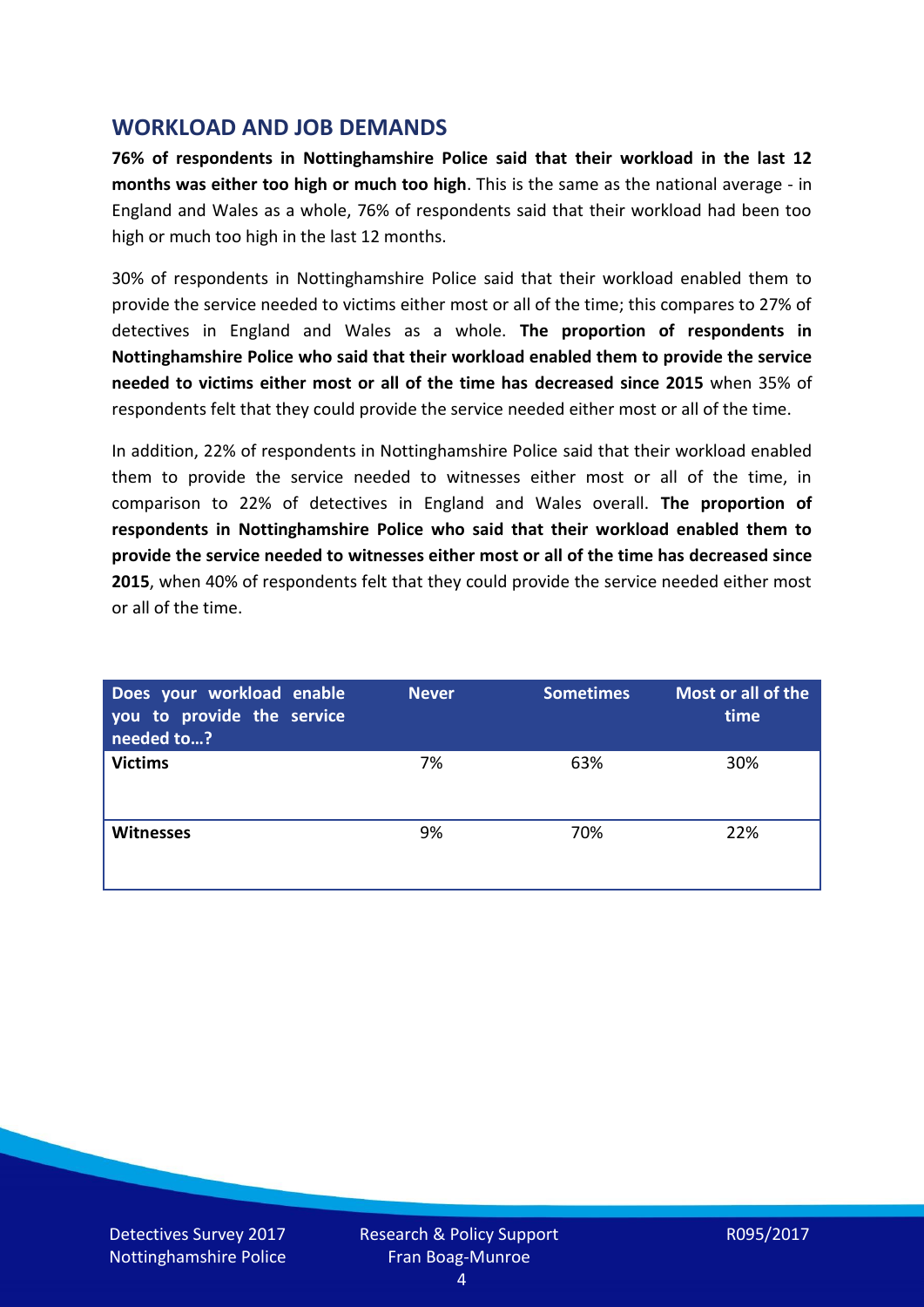## WORKLOAD AND JOB DEMANDS

**76% of respondents in Nottinghamshire Police said that their workload in the last 12 months was either too high or much too high**. This is the same as the national average - in England and Wales as a whole, 76% of respondents said that their workload had been too high or much too high in the last 12 months.

30% of respondents in Nottinghamshire Police said that their workload enabled them to provide the service needed to victims either most or all of the time; this compares to 27% of detectives in England and Wales as a whole. **The proportion of respondents in Nottinghamshire Police who said that their workload enabled them to provide the service needed to victims either most or all of the time has decreased since 2015** when 35% of respondents felt that they could provide the service needed either most or all of the time.

In addition, 22% of respondents in Nottinghamshire Police said that their workload enabled them to provide the service needed to witnesses either most or all of the time, in comparison to 22% of detectives in England and Wales overall. **The proportion of respondents in Nottinghamshire Police who said that their workload enabled them to provide the service needed to witnesses either most or all of the time has decreased since 2015**, when 40% of respondents felt that they could provide the service needed either most or all of the time.

| Does your workload enable you to provide the service needed to…? | Never | Sometimes | Most or all of the time |
|---|---|---|---|
| **Victims** | 7% | 63% | 30% |
| **Witnesses** | 9% | 70% | 22% |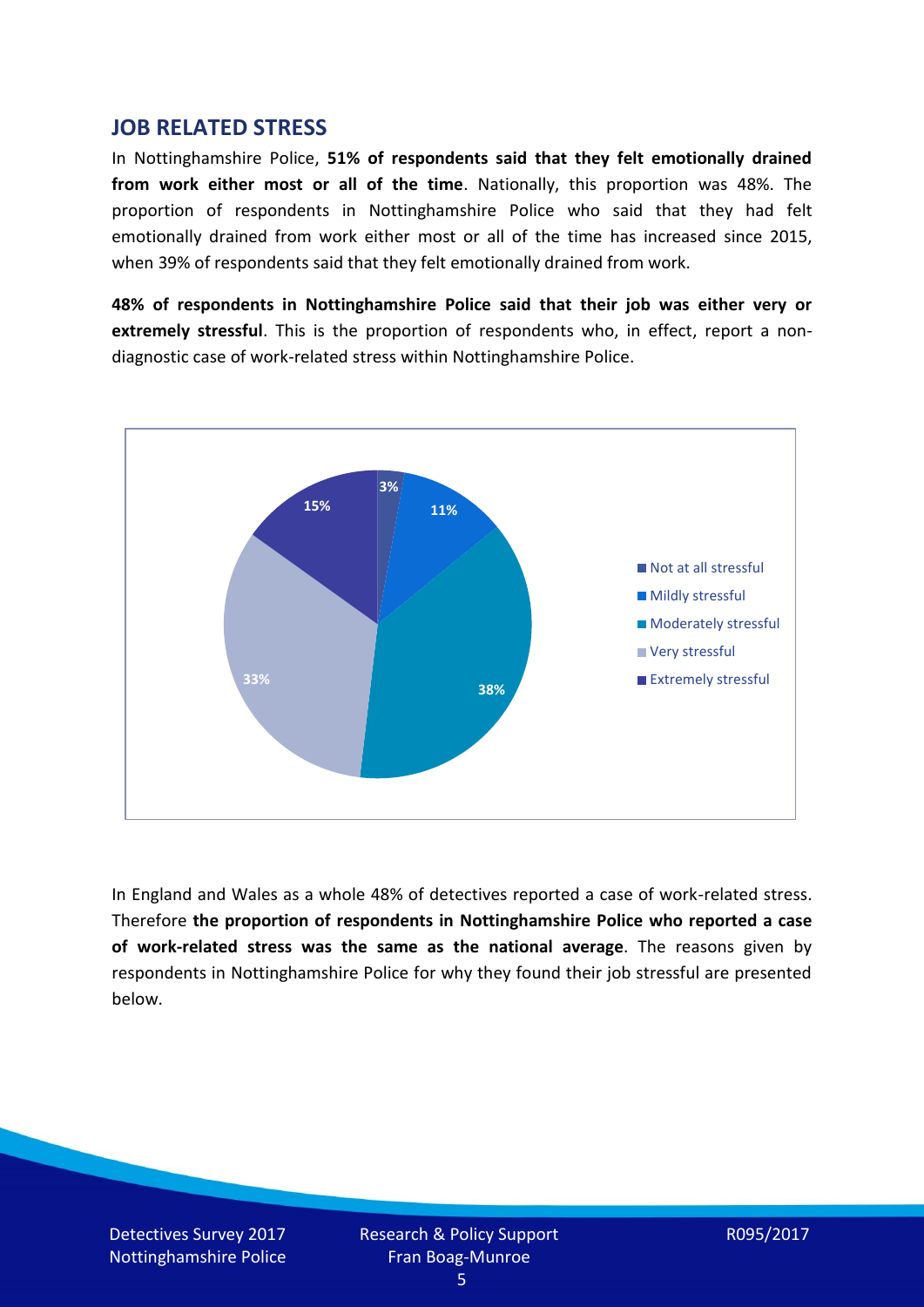## JOB RELATED STRESS

In Nottinghamshire Police, **51% of respondents said that they felt emotionally drained from work either most or all of the time**. Nationally, this proportion was 48%. The proportion of respondents in Nottinghamshire Police who said that they had felt emotionally drained from work either most or all of the time has increased since 2015, when 39% of respondents said that they felt emotionally drained from work.

**48% of respondents in Nottinghamshire Police said that their job was either very or extremely stressful**. This is the proportion of respondents who, in effect, report a non-diagnostic case of work-related stress within Nottinghamshire Police.

| Response | Percentage |
| --- | --- |
| Not at all stressful | 3% |
| Mildly stressful | 11% |
| Moderately stressful | 38% |
| Very stressful | 33% |
| Extremely stressful | 15% |

In England and Wales as a whole 48% of detectives reported a case of work-related stress. Therefore **the proportion of respondents in Nottinghamshire Police who reported a case of work-related stress was the same as the national average**. The reasons given by respondents in Nottinghamshire Police for why they found their job stressful are presented below.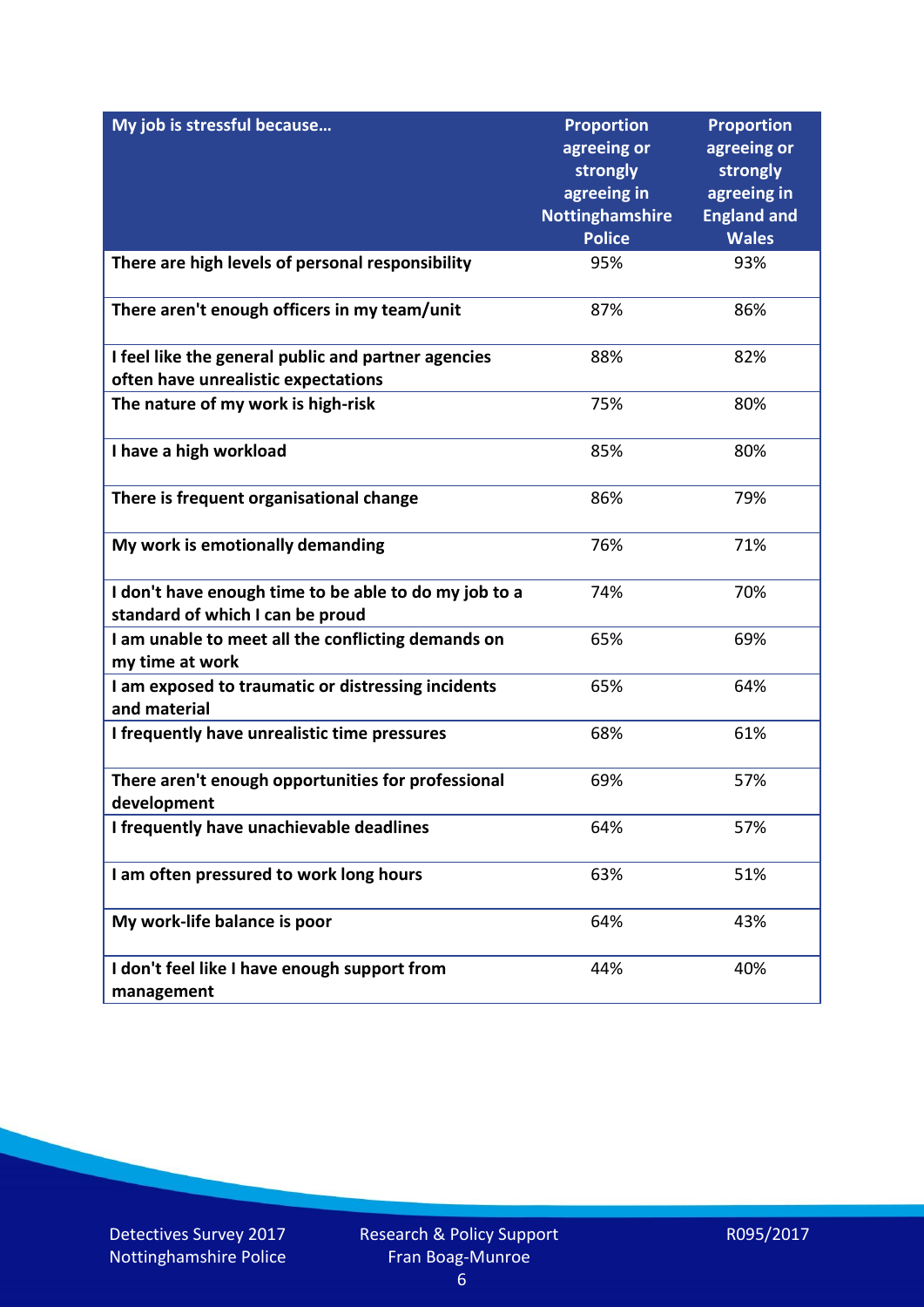| My job is stressful because… | Proportion agreeing or strongly agreeing in Nottinghamshire Police | Proportion agreeing or strongly agreeing in England and Wales |
|---|---|---|
| There are high levels of personal responsibility | 95% | 93% |
| There aren't enough officers in my team/unit | 87% | 86% |
| I feel like the general public and partner agencies often have unrealistic expectations | 88% | 82% |
| The nature of my work is high-risk | 75% | 80% |
| I have a high workload | 85% | 80% |
| There is frequent organisational change | 86% | 79% |
| My work is emotionally demanding | 76% | 71% |
| I don't have enough time to be able to do my job to a standard of which I can be proud | 74% | 70% |
| I am unable to meet all the conflicting demands on my time at work | 65% | 69% |
| I am exposed to traumatic or distressing incidents and material | 65% | 64% |
| I frequently have unrealistic time pressures | 68% | 61% |
| There aren't enough opportunities for professional development | 69% | 57% |
| I frequently have unachievable deadlines | 64% | 57% |
| I am often pressured to work long hours | 63% | 51% |
| My work-life balance is poor | 64% | 43% |
| I don't feel like I have enough support from management | 44% | 40% |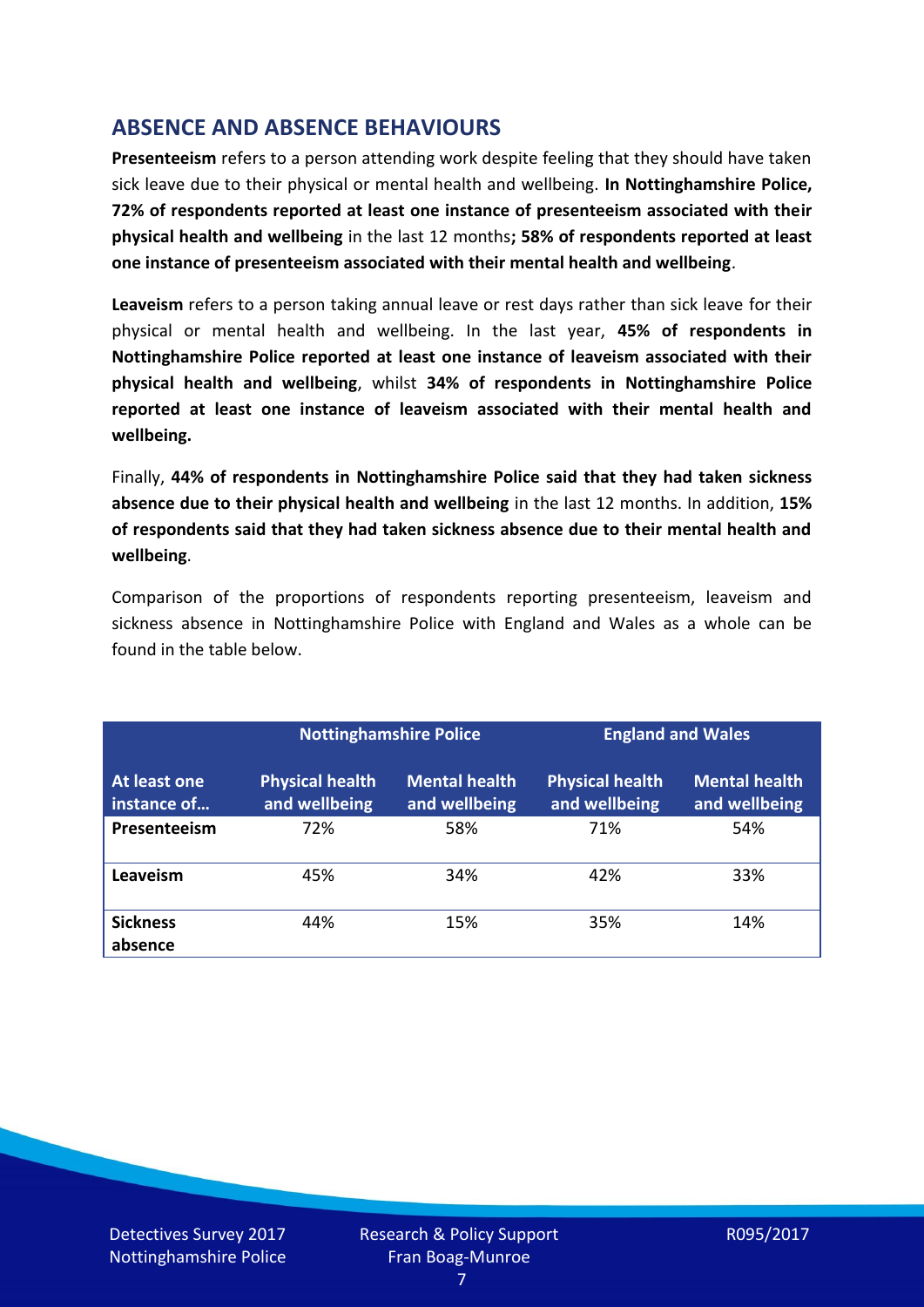## ABSENCE AND ABSENCE BEHAVIOURS

**Presenteeism** refers to a person attending work despite feeling that they should have taken sick leave due to their physical or mental health and wellbeing. **In Nottinghamshire Police, 72% of respondents reported at least one instance of presenteeism associated with their physical health and wellbeing** in the last 12 months**; 58% of respondents reported at least one instance of presenteeism associated with their mental health and wellbeing**.

**Leaveism** refers to a person taking annual leave or rest days rather than sick leave for their physical or mental health and wellbeing. In the last year, **45% of respondents in Nottinghamshire Police reported at least one instance of leaveism associated with their physical health and wellbeing**, whilst **34% of respondents in Nottinghamshire Police reported at least one instance of leaveism associated with their mental health and wellbeing.**

Finally, **44% of respondents in Nottinghamshire Police said that they had taken sickness absence due to their physical health and wellbeing** in the last 12 months. In addition, **15% of respondents said that they had taken sickness absence due to their mental health and wellbeing**.

Comparison of the proportions of respondents reporting presenteeism, leaveism and sickness absence in Nottinghamshire Police with England and Wales as a whole can be found in the table below.

| | Nottinghamshire Police | | England and Wales | |
|---|---|---|---|---|
| **At least one instance of…** | **Physical health and wellbeing** | **Mental health and wellbeing** | **Physical health and wellbeing** | **Mental health and wellbeing** |
| **Presenteeism** | 72% | 58% | 71% | 54% |
| **Leaveism** | 45% | 34% | 42% | 33% |
| **Sickness absence** | 44% | 15% | 35% | 14% |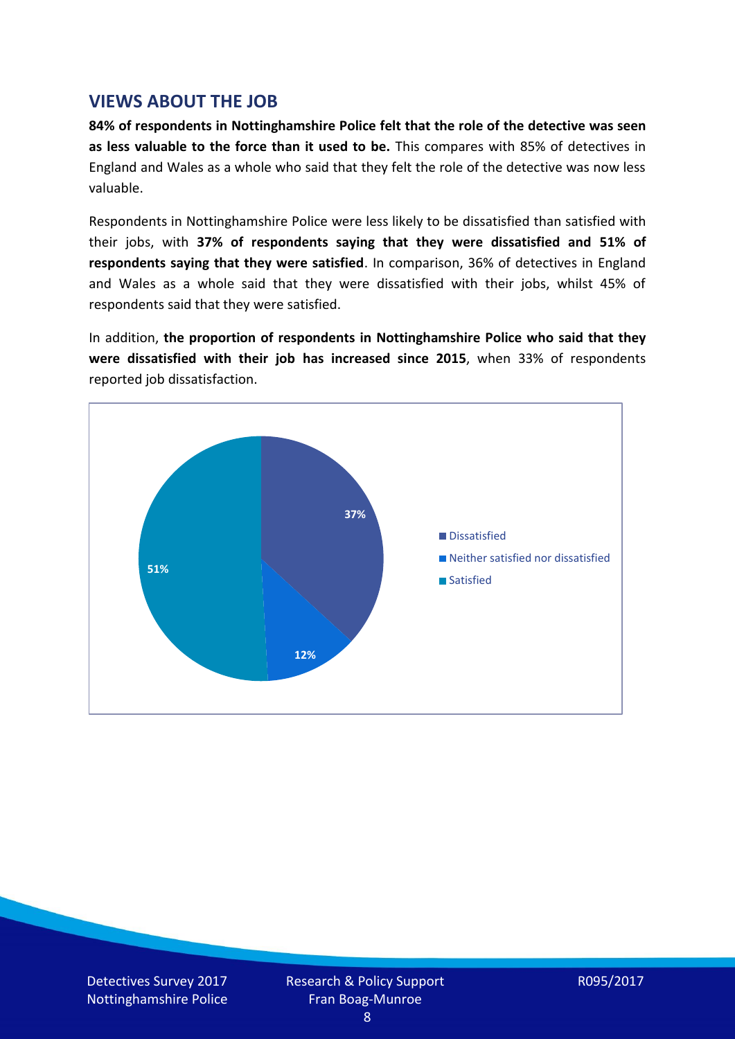## VIEWS ABOUT THE JOB

**84% of respondents in Nottinghamshire Police felt that the role of the detective was seen as less valuable to the force than it used to be.** This compares with 85% of detectives in England and Wales as a whole who said that they felt the role of the detective was now less valuable.

Respondents in Nottinghamshire Police were less likely to be dissatisfied than satisfied with their jobs, with **37% of respondents saying that they were dissatisfied and 51% of respondents saying that they were satisfied**. In comparison, 36% of detectives in England and Wales as a whole said that they were dissatisfied with their jobs, whilst 45% of respondents said that they were satisfied.

In addition, **the proportion of respondents in Nottinghamshire Police who said that they were dissatisfied with their job has increased since 2015**, when 33% of respondents reported job dissatisfaction.

| Response | Percentage |
| --- | --- |
| Dissatisfied | 37% |
| Neither satisfied nor dissatisfied | 12% |
| Satisfied | 51% |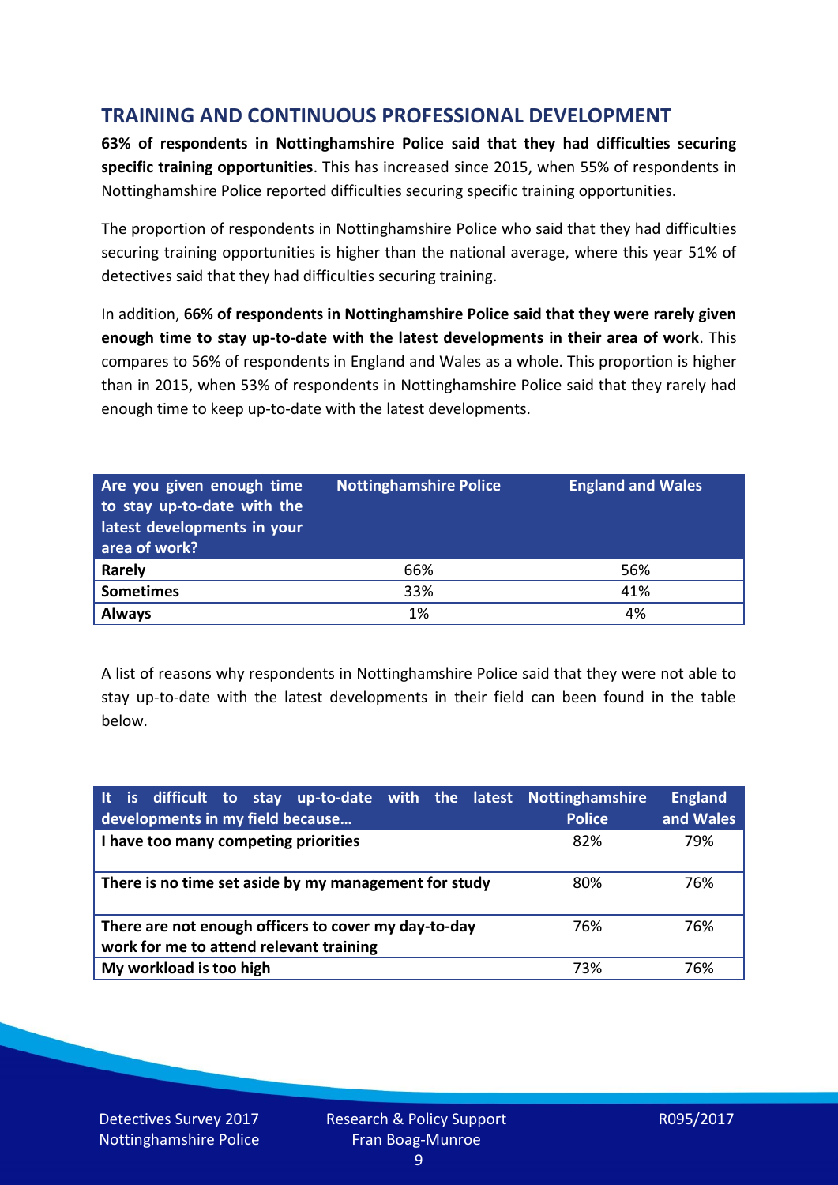## TRAINING AND CONTINUOUS PROFESSIONAL DEVELOPMENT

**63% of respondents in Nottinghamshire Police said that they had difficulties securing specific training opportunities**. This has increased since 2015, when 55% of respondents in Nottinghamshire Police reported difficulties securing specific training opportunities.

The proportion of respondents in Nottinghamshire Police who said that they had difficulties securing training opportunities is higher than the national average, where this year 51% of detectives said that they had difficulties securing training.

In addition, **66% of respondents in Nottinghamshire Police said that they were rarely given enough time to stay up-to-date with the latest developments in their area of work**. This compares to 56% of respondents in England and Wales as a whole. This proportion is higher than in 2015, when 53% of respondents in Nottinghamshire Police said that they rarely had enough time to keep up-to-date with the latest developments.

| Are you given enough time to stay up-to-date with the latest developments in your area of work? | Nottinghamshire Police | England and Wales |
|---|---|---|
| **Rarely** | 66% | 56% |
| **Sometimes** | 33% | 41% |
| **Always** | 1% | 4% |

A list of reasons why respondents in Nottinghamshire Police said that they were not able to stay up-to-date with the latest developments in their field can been found in the table below.

| It is difficult to stay up-to-date with the latest developments in my field because… | Nottinghamshire Police | England and Wales |
|---|---|---|
| **I have too many competing priorities** | 82% | 79% |
| **There is no time set aside by my management for study** | 80% | 76% |
| **There are not enough officers to cover my day-to-day work for me to attend relevant training** | 76% | 76% |
| **My workload is too high** | 73% | 76% |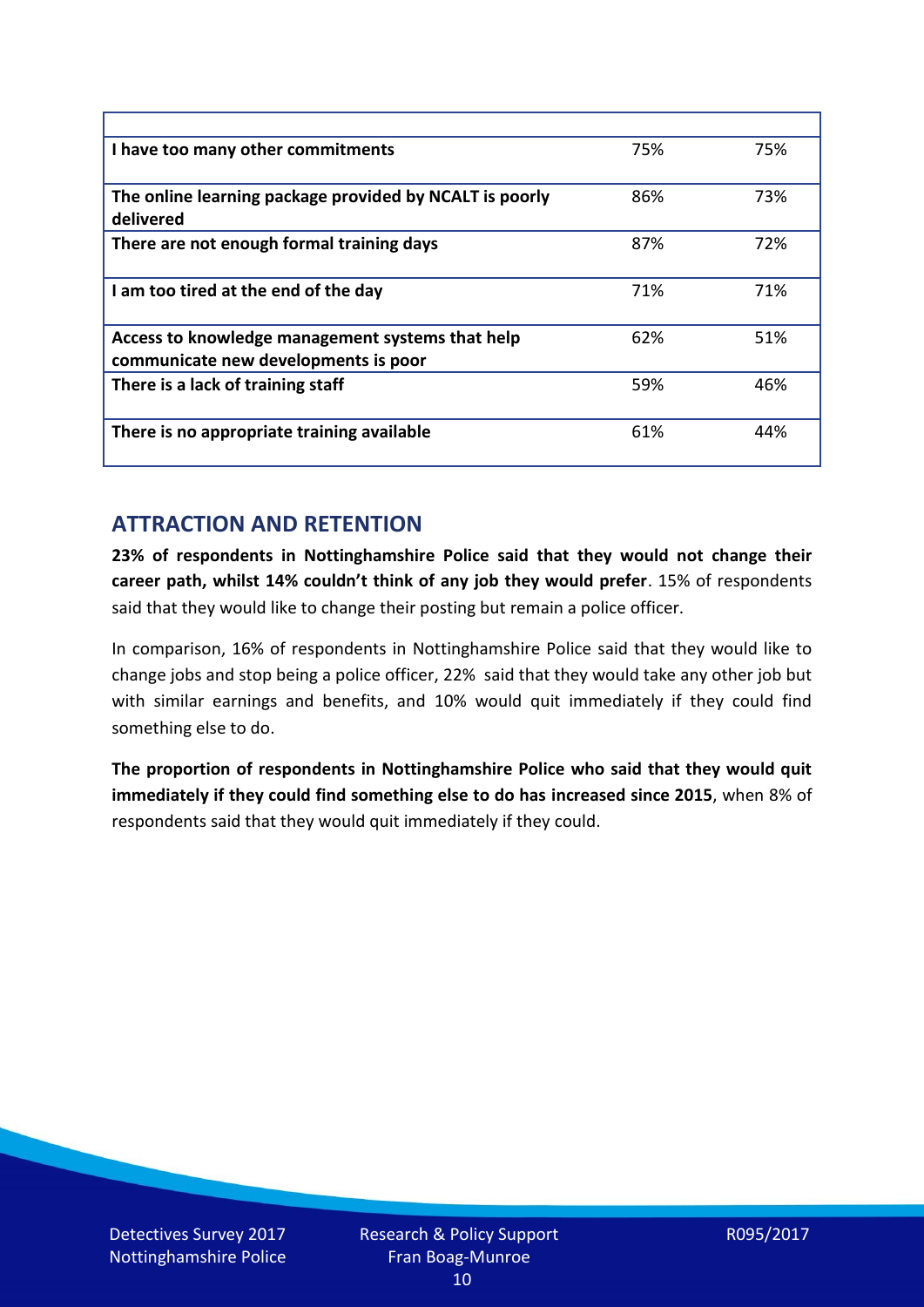| | | |
|---|---|---|
| **I have too many other commitments** | 75% | 75% |
| **The online learning package provided by NCALT is poorly delivered** | 86% | 73% |
| **There are not enough formal training days** | 87% | 72% |
| **I am too tired at the end of the day** | 71% | 71% |
| **Access to knowledge management systems that help communicate new developments is poor** | 62% | 51% |
| **There is a lack of training staff** | 59% | 46% |
| **There is no appropriate training available** | 61% | 44% |

## ATTRACTION AND RETENTION

**23% of respondents in Nottinghamshire Police said that they would not change their career path, whilst 14% couldn't think of any job they would prefer**. 15% of respondents said that they would like to change their posting but remain a police officer.

In comparison, 16% of respondents in Nottinghamshire Police said that they would like to change jobs and stop being a police officer, 22% said that they would take any other job but with similar earnings and benefits, and 10% would quit immediately if they could find something else to do.

**The proportion of respondents in Nottinghamshire Police who said that they would quit immediately if they could find something else to do has increased since 2015**, when 8% of respondents said that they would quit immediately if they could.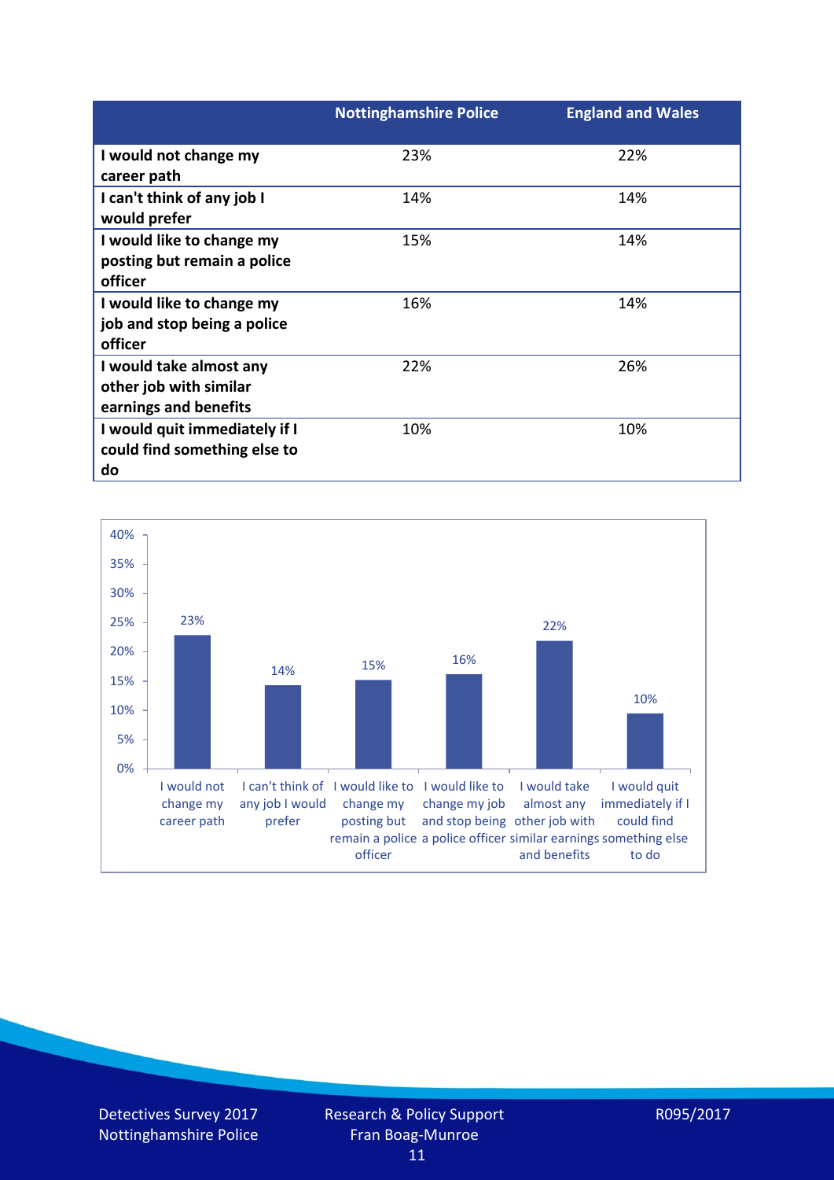| | Nottinghamshire Police | England and Wales |
|---|---|---|
| **I would not change my career path** | 23% | 22% |
| **I can't think of any job I would prefer** | 14% | 14% |
| **I would like to change my posting but remain a police officer** | 15% | 14% |
| **I would like to change my job and stop being a police officer** | 16% | 14% |
| **I would take almost any other job with similar earnings and benefits** | 22% | 26% |
| **I would quit immediately if I could find something else to do** | 10% | 10% |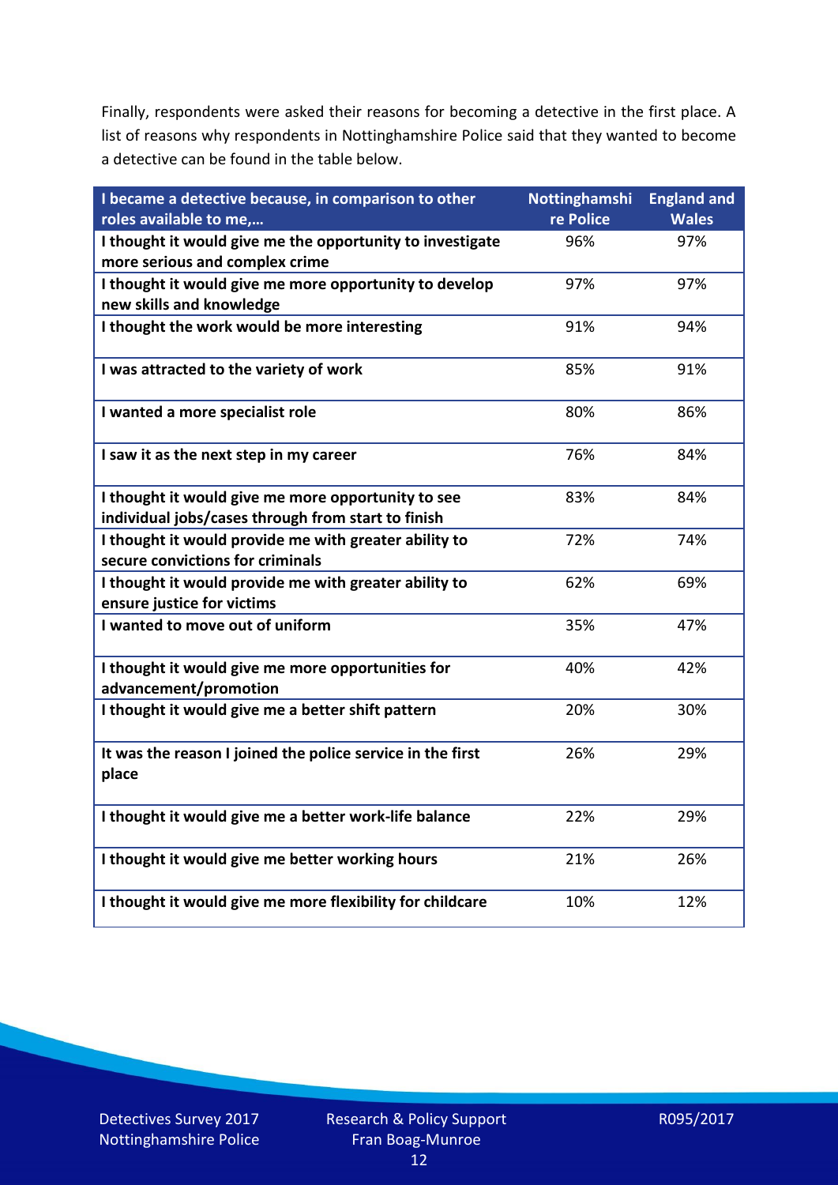Finally, respondents were asked their reasons for becoming a detective in the first place. A list of reasons why respondents in Nottinghamshire Police said that they wanted to become a detective can be found in the table below.

| I became a detective because, in comparison to other roles available to me,… | Nottinghamshire Police | England and Wales |
|---|---|---|
| I thought it would give me the opportunity to investigate more serious and complex crime | 96% | 97% |
| I thought it would give me more opportunity to develop new skills and knowledge | 97% | 97% |
| I thought the work would be more interesting | 91% | 94% |
| I was attracted to the variety of work | 85% | 91% |
| I wanted a more specialist role | 80% | 86% |
| I saw it as the next step in my career | 76% | 84% |
| I thought it would give me more opportunity to see individual jobs/cases through from start to finish | 83% | 84% |
| I thought it would provide me with greater ability to secure convictions for criminals | 72% | 74% |
| I thought it would provide me with greater ability to ensure justice for victims | 62% | 69% |
| I wanted to move out of uniform | 35% | 47% |
| I thought it would give me more opportunities for advancement/promotion | 40% | 42% |
| I thought it would give me a better shift pattern | 20% | 30% |
| It was the reason I joined the police service in the first place | 26% | 29% |
| I thought it would give me a better work-life balance | 22% | 29% |
| I thought it would give me better working hours | 21% | 26% |
| I thought it would give me more flexibility for childcare | 10% | 12% |